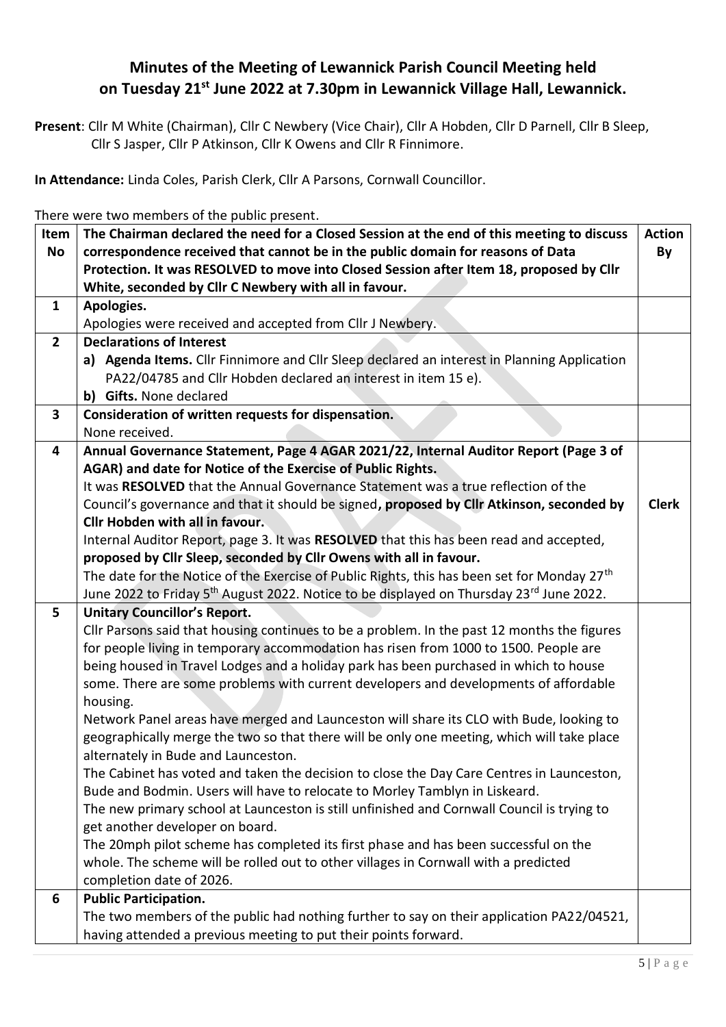# Minutes of the Meeting of Lewannick Parish Council Meeting held on Tuesday 21st June 2022 at 7.30pm in Lewannick Village Hall, Lewannick.

**Present**: Cllr M White (Chairman), Cllr C Newbery (Vice Chair), Cllr A Hobden, Cllr D Parnell, Cllr B Sleep, Cllr S Jasper, Cllr P Atkinson, Cllr K Owens and Cllr R Finnimore.

**In Attendance:** Linda Coles, Parish Clerk, Cllr A Parsons, Cornwall Councillor.

There were two members of the public present.

| Item No | The Chairman declared the need for a Closed Session at the end of this meeting to discuss correspondence received that cannot be in the public domain for reasons of Data Protection. It was RESOLVED to move into Closed Session after Item 18, proposed by Cllr White, seconded by Cllr C Newbery with all in favour. | Action By |
|---|---|---|
| **1** | **Apologies.**<br>Apologies were received and accepted from Cllr J Newbery. | |
| **2** | **Declarations of Interest**<br>**a) Agenda Items.** Cllr Finnimore and Cllr Sleep declared an interest in Planning Application PA22/04785 and Cllr Hobden declared an interest in item 15 e).<br>**b) Gifts.** None declared | |
| **3** | **Consideration of written requests for dispensation.**<br>None received. | |
| **4** | **Annual Governance Statement, Page 4 AGAR 2021/22, Internal Auditor Report (Page 3 of AGAR) and date for Notice of the Exercise of Public Rights.**<br>It was **RESOLVED** that the Annual Governance Statement was a true reflection of the Council's governance and that it should be signed**, proposed by Cllr Atkinson, seconded by Cllr Hobden with all in favour.**<br>Internal Auditor Report, page 3. It was **RESOLVED** that this has been read and accepted, **proposed by Cllr Sleep, seconded by Cllr Owens with all in favour.**<br>The date for the Notice of the Exercise of Public Rights, this has been set for Monday 27th June 2022 to Friday 5th August 2022. Notice to be displayed on Thursday 23rd June 2022. | **Clerk** |
| **5** | **Unitary Councillor's Report.**<br>Cllr Parsons said that housing continues to be a problem. In the past 12 months the figures for people living in temporary accommodation has risen from 1000 to 1500. People are being housed in Travel Lodges and a holiday park has been purchased in which to house some. There are some problems with current developers and developments of affordable housing.<br>Network Panel areas have merged and Launceston will share its CLO with Bude, looking to geographically merge the two so that there will be only one meeting, which will take place alternately in Bude and Launceston.<br>The Cabinet has voted and taken the decision to close the Day Care Centres in Launceston, Bude and Bodmin. Users will have to relocate to Morley Tamblyn in Liskeard.<br>The new primary school at Launceston is still unfinished and Cornwall Council is trying to get another developer on board.<br>The 20mph pilot scheme has completed its first phase and has been successful on the whole. The scheme will be rolled out to other villages in Cornwall with a predicted completion date of 2026. | |
| **6** | **Public Participation.**<br>The two members of the public had nothing further to say on their application PA22/04521, having attended a previous meeting to put their points forward. | |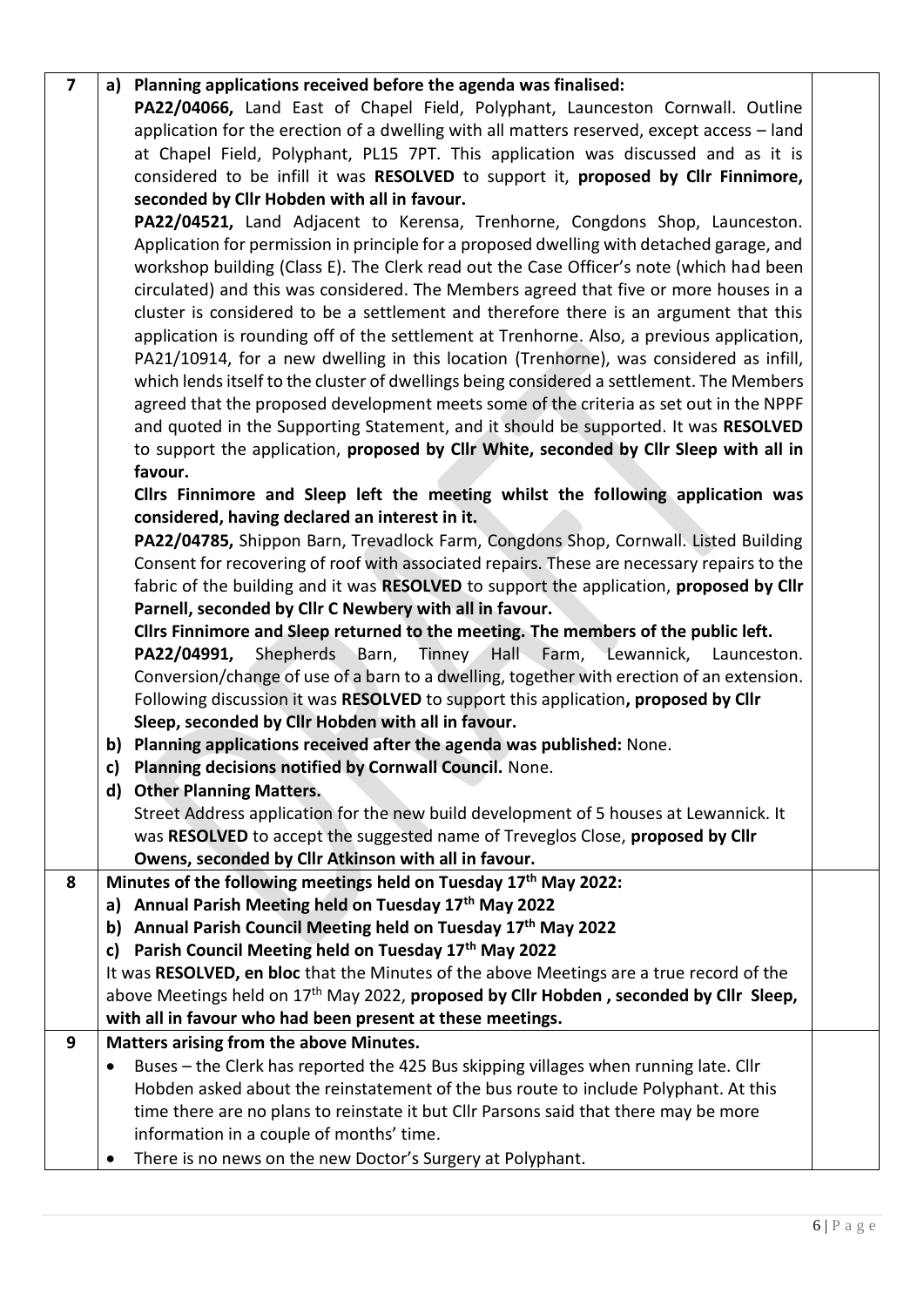| | | |
|---|---|---|
| 7 | a) **Planning applications received before the agenda was finalised:**<br>**PA22/04066,** Land East of Chapel Field, Polyphant, Launceston Cornwall. Outline application for the erection of a dwelling with all matters reserved, except access – land at Chapel Field, Polyphant, PL15 7PT. This application was discussed and as it is considered to be infill it was **RESOLVED** to support it, **proposed by Cllr Finnimore, seconded by Cllr Hobden with all in favour.**<br>**PA22/04521,** Land Adjacent to Kerensa, Trenhorne, Congdons Shop, Launceston. Application for permission in principle for a proposed dwelling with detached garage, and workshop building (Class E). The Clerk read out the Case Officer's note (which had been circulated) and this was considered. The Members agreed that five or more houses in a cluster is considered to be a settlement and therefore there is an argument that this application is rounding off of the settlement at Trenhorne. Also, a previous application, PA21/10914, for a new dwelling in this location (Trenhorne), was considered as infill, which lends itself to the cluster of dwellings being considered a settlement. The Members agreed that the proposed development meets some of the criteria as set out in the NPPF and quoted in the Supporting Statement, and it should be supported. It was **RESOLVED** to support the application, **proposed by Cllr White, seconded by Cllr Sleep with all in favour.**<br>**Cllrs Finnimore and Sleep left the meeting whilst the following application was considered, having declared an interest in it.**<br>**PA22/04785,** Shippon Barn, Trevadlock Farm, Congdons Shop, Cornwall. Listed Building Consent for recovering of roof with associated repairs. These are necessary repairs to the fabric of the building and it was **RESOLVED** to support the application, **proposed by Cllr Parnell, seconded by Cllr C Newbery with all in favour.**<br>**Cllrs Finnimore and Sleep returned to the meeting. The members of the public left.**<br>**PA22/04991,** Shepherds Barn, Tinney Hall Farm, Lewannick, Launceston. Conversion/change of use of a barn to a dwelling, together with erection of an extension. Following discussion it was **RESOLVED** to support this application**, proposed by Cllr Sleep, seconded by Cllr Hobden with all in favour.**<br>b) **Planning applications received after the agenda was published:** None.<br>c) **Planning decisions notified by Cornwall Council.** None.<br>d) **Other Planning Matters.**<br>Street Address application for the new build development of 5 houses at Lewannick. It was **RESOLVED** to accept the suggested name of Treveglos Close, **proposed by Cllr Owens, seconded by Cllr Atkinson with all in favour.** | |
| 8 | **Minutes of the following meetings held on Tuesday 17th May 2022:**<br>a) **Annual Parish Meeting held on Tuesday 17th May 2022**<br>b) **Annual Parish Council Meeting held on Tuesday 17th May 2022**<br>c) **Parish Council Meeting held on Tuesday 17th May 2022**<br>It was **RESOLVED, en bloc** that the Minutes of the above Meetings are a true record of the above Meetings held on 17th May 2022, **proposed by Cllr Hobden , seconded by Cllr Sleep, with all in favour who had been present at these meetings.** | |
| 9 | **Matters arising from the above Minutes.**<br>• Buses – the Clerk has reported the 425 Bus skipping villages when running late. Cllr Hobden asked about the reinstatement of the bus route to include Polyphant. At this time there are no plans to reinstate it but Cllr Parsons said that there may be more information in a couple of months' time.<br>• There is no news on the new Doctor's Surgery at Polyphant. | |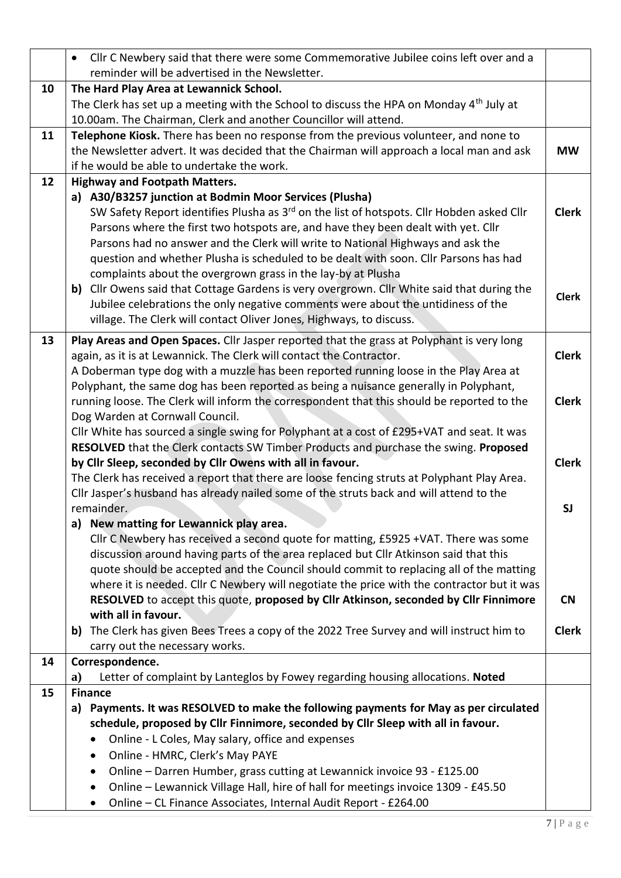| | | |
|---|---|---|
| | • Cllr C Newbery said that there were some Commemorative Jubilee coins left over and a reminder will be advertised in the Newsletter. | |
| 10 | **The Hard Play Area at Lewannick School.**<br>The Clerk has set up a meeting with the School to discuss the HPA on Monday 4th July at 10.00am. The Chairman, Clerk and another Councillor will attend. | |
| 11 | **Telephone Kiosk.** There has been no response from the previous volunteer, and none to the Newsletter advert. It was decided that the Chairman will approach a local man and ask if he would be able to undertake the work. | **MW** |
| 12 | **Highway and Footpath Matters.**<br>**a) A30/B3257 junction at Bodmin Moor Services (Plusha)**<br>SW Safety Report identifies Plusha as 3rd on the list of hotspots. Cllr Hobden asked Cllr Parsons where the first two hotspots are, and have they been dealt with yet. Cllr Parsons had no answer and the Clerk will write to National Highways and ask the question and whether Plusha is scheduled to be dealt with soon. Cllr Parsons has had complaints about the overgrown grass in the lay-by at Plusha<br>**b)** Cllr Owens said that Cottage Gardens is very overgrown. Cllr White said that during the Jubilee celebrations the only negative comments were about the untidiness of the village. The Clerk will contact Oliver Jones, Highways, to discuss. | **Clerk**<br><br>**Clerk** |
| 13 | **Play Areas and Open Spaces.** Cllr Jasper reported that the grass at Polyphant is very long again, as it is at Lewannick. The Clerk will contact the Contractor.<br>A Doberman type dog with a muzzle has been reported running loose in the Play Area at Polyphant, the same dog has been reported as being a nuisance generally in Polyphant, running loose. The Clerk will inform the correspondent that this should be reported to the Dog Warden at Cornwall Council.<br>Cllr White has sourced a single swing for Polyphant at a cost of £295+VAT and seat. It was **RESOLVED** that the Clerk contacts SW Timber Products and purchase the swing. **Proposed by Cllr Sleep, seconded by Cllr Owens with all in favour.**<br>The Clerk has received a report that there are loose fencing struts at Polyphant Play Area. Cllr Jasper's husband has already nailed some of the struts back and will attend to the remainder.<br>**a) New matting for Lewannick play area.**<br>Cllr C Newbery has received a second quote for matting, £5925 +VAT. There was some discussion around having parts of the area replaced but Cllr Atkinson said that this quote should be accepted and the Council should commit to replacing all of the matting where it is needed. Cllr C Newbery will negotiate the price with the contractor but it was **RESOLVED** to accept this quote, **proposed by Cllr Atkinson, seconded by Cllr Finnimore with all in favour.**<br>**b)** The Clerk has given Bees Trees a copy of the 2022 Tree Survey and will instruct him to carry out the necessary works. | **Clerk**<br><br>**Clerk**<br><br>**Clerk**<br><br>**SJ**<br><br>**CN**<br><br>**Clerk** |
| 14 | **Correspondence.**<br>**a)** Letter of complaint by Lanteglos by Fowey regarding housing allocations. **Noted** | |
| 15 | **Finance**<br>**a) Payments. It was RESOLVED to make the following payments for May as per circulated schedule, proposed by Cllr Finnimore, seconded by Cllr Sleep with all in favour.**<br>• Online - L Coles, May salary, office and expenses<br>• Online - HMRC, Clerk's May PAYE<br>• Online – Darren Humber, grass cutting at Lewannick invoice 93 - £125.00<br>• Online – Lewannick Village Hall, hire of hall for meetings invoice 1309 - £45.50<br>• Online – CL Finance Associates, Internal Audit Report - £264.00 | |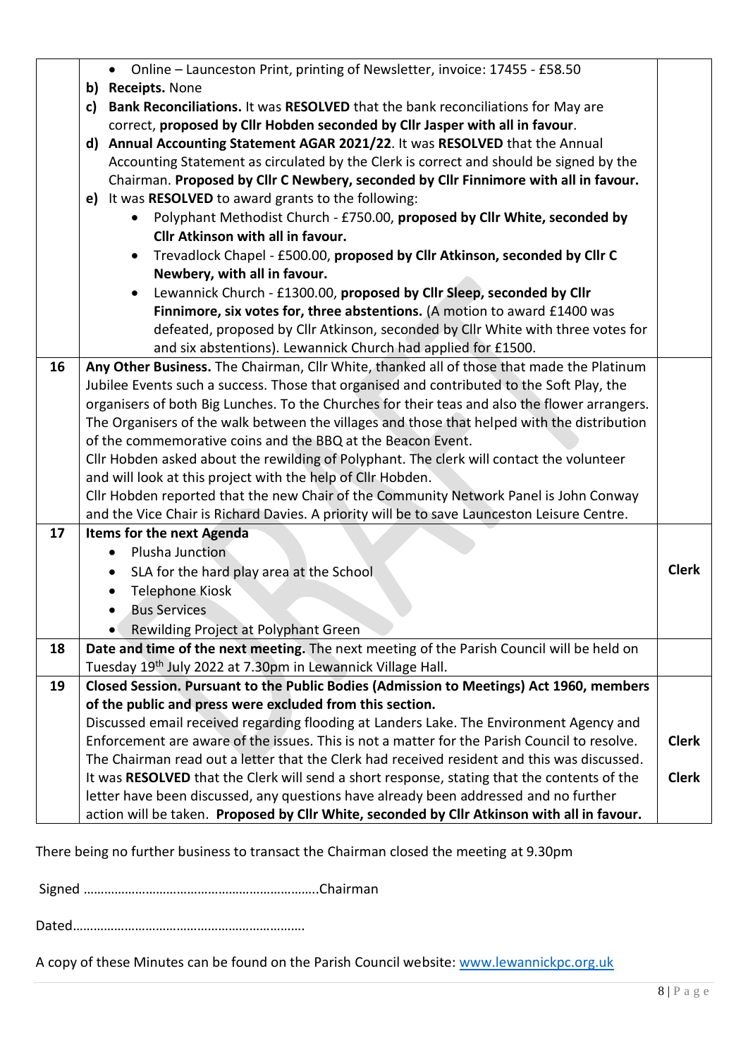| | | |
|---|---|---|
| | • Online – Launceston Print, printing of Newsletter, invoice: 17455 - £58.50<br>**b) Receipts.** None<br>**c) Bank Reconciliations.** It was **RESOLVED** that the bank reconciliations for May are correct, **proposed by Cllr Hobden seconded by Cllr Jasper with all in favour**.<br>**d) Annual Accounting Statement AGAR 2021/22**. It was **RESOLVED** that the Annual Accounting Statement as circulated by the Clerk is correct and should be signed by the Chairman. **Proposed by Cllr C Newbery, seconded by Cllr Finnimore with all in favour.**<br>**e)** It was **RESOLVED** to award grants to the following:<br>• Polyphant Methodist Church - £750.00, **proposed by Cllr White, seconded by Cllr Atkinson with all in favour.**<br>• Trevadlock Chapel - £500.00, **proposed by Cllr Atkinson, seconded by Cllr C Newbery, with all in favour.**<br>• Lewannick Church - £1300.00, **proposed by Cllr Sleep, seconded by Cllr Finnimore, six votes for, three abstentions.** (A motion to award £1400 was defeated, proposed by Cllr Atkinson, seconded by Cllr White with three votes for and six abstentions). Lewannick Church had applied for £1500. | |
| 16 | **Any Other Business.** The Chairman, Cllr White, thanked all of those that made the Platinum Jubilee Events such a success. Those that organised and contributed to the Soft Play, the organisers of both Big Lunches. To the Churches for their teas and also the flower arrangers. The Organisers of the walk between the villages and those that helped with the distribution of the commemorative coins and the BBQ at the Beacon Event.<br>Cllr Hobden asked about the rewilding of Polyphant. The clerk will contact the volunteer and will look at this project with the help of Cllr Hobden.<br>Cllr Hobden reported that the new Chair of the Community Network Panel is John Conway and the Vice Chair is Richard Davies. A priority will be to save Launceston Leisure Centre. | |
| 17 | **Items for the next Agenda**<br>• Plusha Junction<br>• SLA for the hard play area at the School<br>• Telephone Kiosk<br>• Bus Services<br>• Rewilding Project at Polyphant Green | **Clerk** |
| 18 | **Date and time of the next meeting.** The next meeting of the Parish Council will be held on Tuesday 19th July 2022 at 7.30pm in Lewannick Village Hall. | |
| 19 | **Closed Session. Pursuant to the Public Bodies (Admission to Meetings) Act 1960, members of the public and press were excluded from this section.**<br>Discussed email received regarding flooding at Landers Lake. The Environment Agency and Enforcement are aware of the issues. This is not a matter for the Parish Council to resolve.<br>The Chairman read out a letter that the Clerk had received resident and this was discussed. It was **RESOLVED** that the Clerk will send a short response, stating that the contents of the letter have been discussed, any questions have already been addressed and no further action will be taken. **Proposed by Cllr White, seconded by Cllr Atkinson with all in favour.** | **Clerk**<br><br>**Clerk** |

There being no further business to transact the Chairman closed the meeting at 9.30pm

Signed ………………………………………………………….Chairman

Dated………………………………………………………….

A copy of these Minutes can be found on the Parish Council website: www.lewannickpc.org.uk